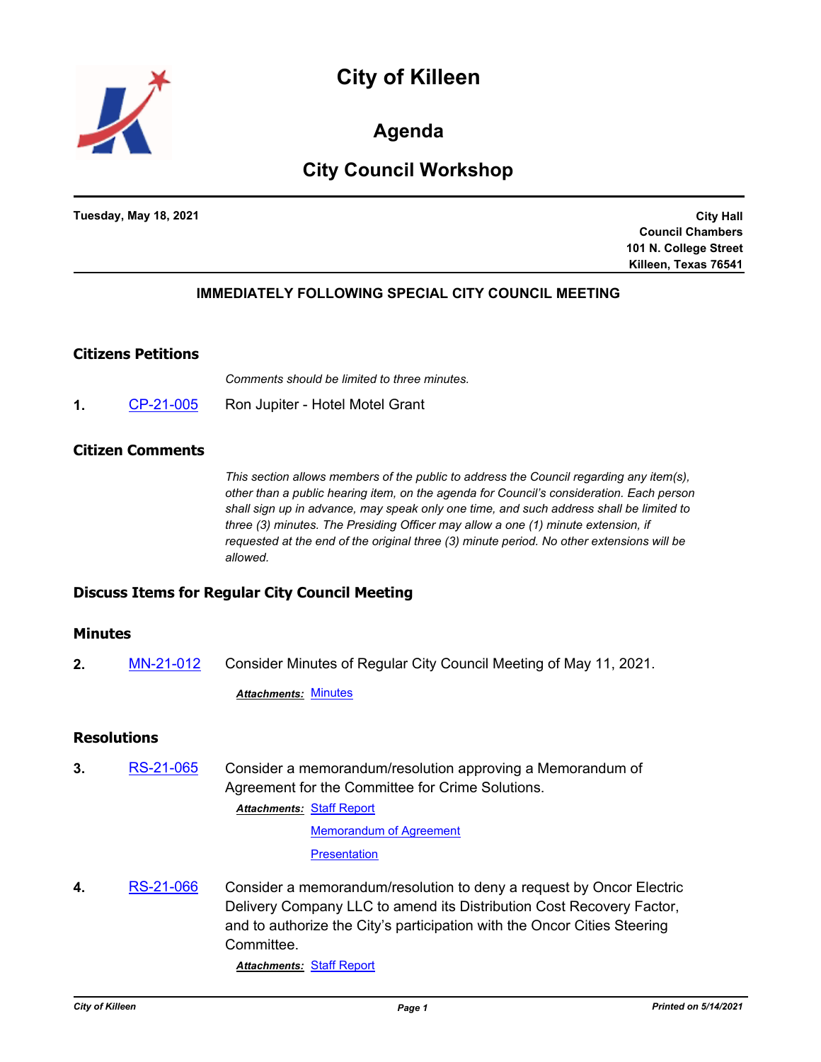# City of Killeen

## Agenda

## City Council Workshop

**Tuesday, May 18, 2021**

**City Hall**
**Council Chambers**
**101 N. College Street**
**Killeen, Texas 76541**

**IMMEDIATELY FOLLOWING SPECIAL CITY COUNCIL MEETING**

### Citizens Petitions

*Comments should be limited to three minutes.*

**1.** CP-21-005 Ron Jupiter - Hotel Motel Grant

### Citizen Comments

*This section allows members of the public to address the Council regarding any item(s), other than a public hearing item, on the agenda for Council's consideration. Each person shall sign up in advance, may speak only one time, and such address shall be limited to three (3) minutes. The Presiding Officer may allow a one (1) minute extension, if requested at the end of the original three (3) minute period. No other extensions will be allowed.*

### Discuss Items for Regular City Council Meeting

### Minutes

**2.** MN-21-012 Consider Minutes of Regular City Council Meeting of May 11, 2021.

***Attachments:*** Minutes

### Resolutions

**3.** RS-21-065 Consider a memorandum/resolution approving a Memorandum of Agreement for the Committee for Crime Solutions.

***Attachments:*** Staff Report
Memorandum of Agreement
Presentation

**4.** RS-21-066 Consider a memorandum/resolution to deny a request by Oncor Electric Delivery Company LLC to amend its Distribution Cost Recovery Factor, and to authorize the City's participation with the Oncor Cities Steering Committee.

***Attachments:*** Staff Report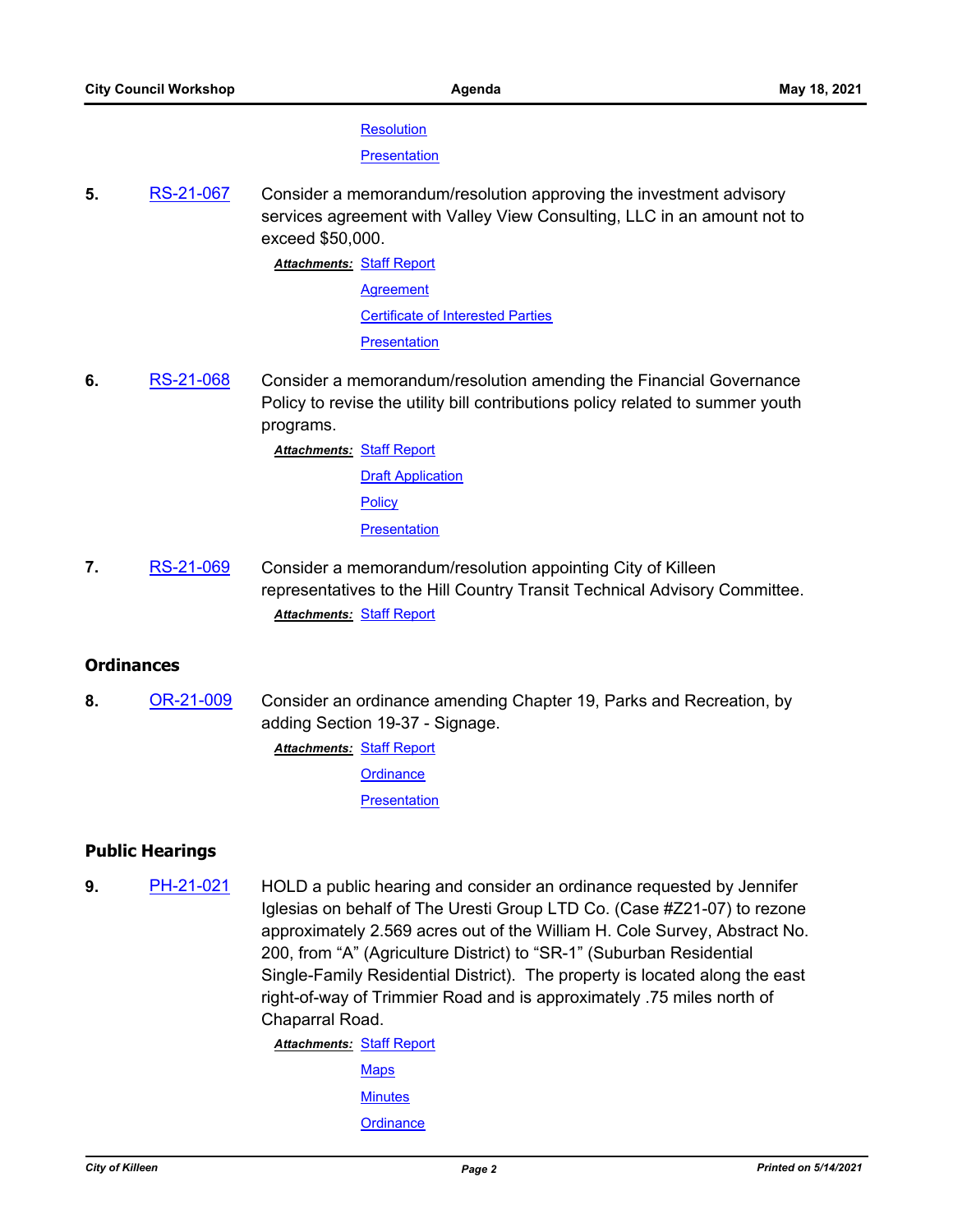Resolution

Presentation

**5.** RS-21-067 Consider a memorandum/resolution approving the investment advisory services agreement with Valley View Consulting, LLC in an amount not to exceed $50,000.

***Attachments:*** Staff Report

Agreement

Certificate of Interested Parties

Presentation

**6.** RS-21-068 Consider a memorandum/resolution amending the Financial Governance Policy to revise the utility bill contributions policy related to summer youth programs.

***Attachments:*** Staff Report

Draft Application

Policy

Presentation

**7.** RS-21-069 Consider a memorandum/resolution appointing City of Killeen representatives to the Hill Country Transit Technical Advisory Committee.

***Attachments:*** Staff Report

## Ordinances

**8.** OR-21-009 Consider an ordinance amending Chapter 19, Parks and Recreation, by adding Section 19-37 - Signage.

***Attachments:*** Staff Report

Ordinance

Presentation

## Public Hearings

**9.** PH-21-021 HOLD a public hearing and consider an ordinance requested by Jennifer Iglesias on behalf of The Uresti Group LTD Co. (Case #Z21-07) to rezone approximately 2.569 acres out of the William H. Cole Survey, Abstract No. 200, from "A" (Agriculture District) to "SR-1" (Suburban Residential Single-Family Residential District). The property is located along the east right-of-way of Trimmier Road and is approximately .75 miles north of Chaparral Road.

***Attachments:*** Staff Report

Maps

Minutes

Ordinance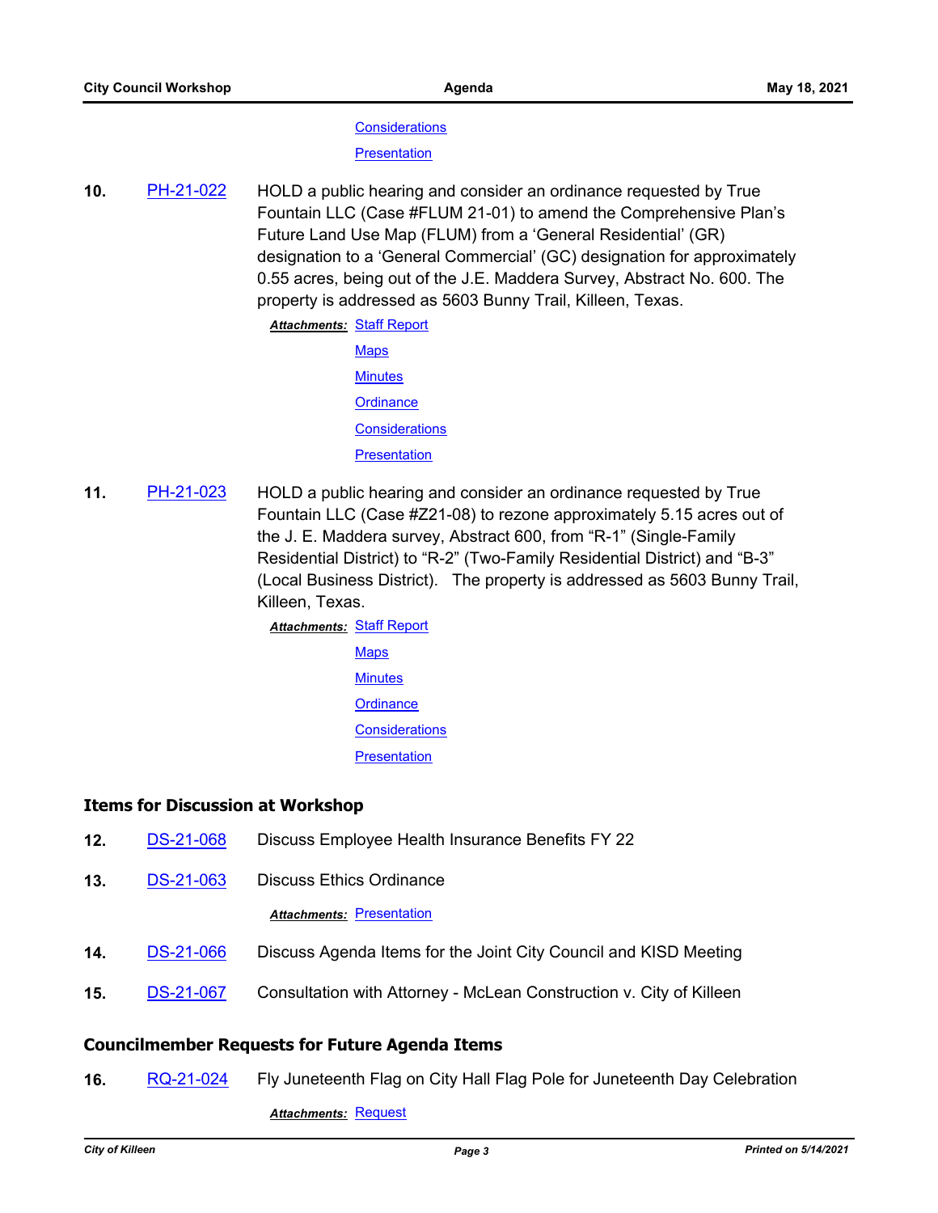Considerations

Presentation

**10.** PH-21-022 HOLD a public hearing and consider an ordinance requested by True Fountain LLC (Case #FLUM 21-01) to amend the Comprehensive Plan's Future Land Use Map (FLUM) from a 'General Residential' (GR) designation to a 'General Commercial' (GC) designation for approximately 0.55 acres, being out of the J.E. Maddera Survey, Abstract No. 600. The property is addressed as 5603 Bunny Trail, Killeen, Texas.

***Attachments:*** Staff Report

Maps

Minutes

Ordinance

Considerations

Presentation

**11.** PH-21-023 HOLD a public hearing and consider an ordinance requested by True Fountain LLC (Case #Z21-08) to rezone approximately 5.15 acres out of the J. E. Maddera survey, Abstract 600, from "R-1" (Single-Family Residential District) to "R-2" (Two-Family Residential District) and "B-3" (Local Business District). The property is addressed as 5603 Bunny Trail, Killeen, Texas.

***Attachments:*** Staff Report

Maps

Minutes

Ordinance

Considerations

Presentation

## Items for Discussion at Workshop

**12.** DS-21-068 Discuss Employee Health Insurance Benefits FY 22

**13.** DS-21-063 Discuss Ethics Ordinance

***Attachments:*** Presentation

**14.** DS-21-066 Discuss Agenda Items for the Joint City Council and KISD Meeting

**15.** DS-21-067 Consultation with Attorney - McLean Construction v. City of Killeen

## Councilmember Requests for Future Agenda Items

**16.** RQ-21-024 Fly Juneteenth Flag on City Hall Flag Pole for Juneteenth Day Celebration

***Attachments:*** Request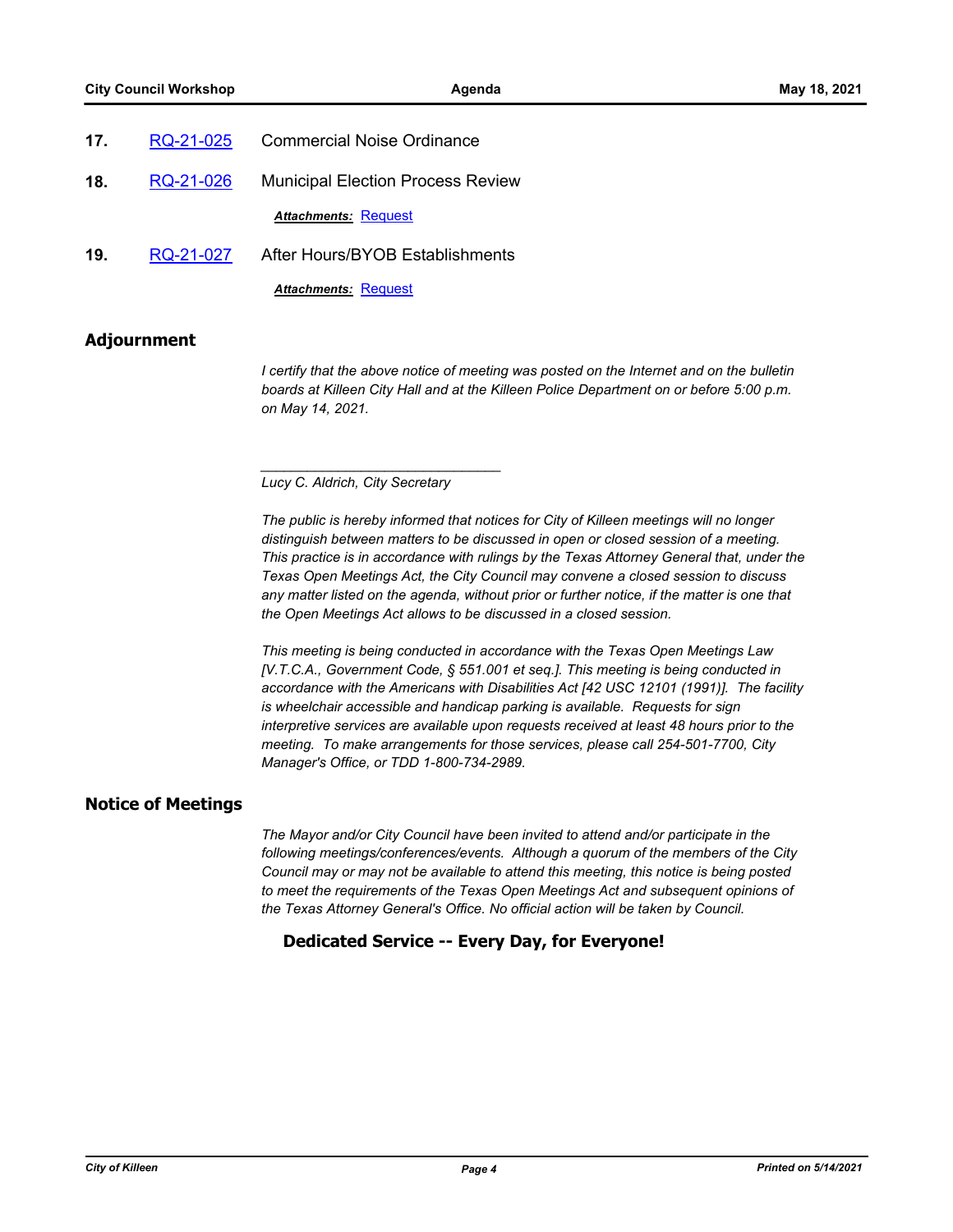**17.** RQ-21-025 Commercial Noise Ordinance

**18.** RQ-21-026 Municipal Election Process Review

***Attachments:*** Request

**19.** RQ-21-027 After Hours/BYOB Establishments

***Attachments:*** Request

## Adjournment

*I certify that the above notice of meeting was posted on the Internet and on the bulletin boards at Killeen City Hall and at the Killeen Police Department on or before 5:00 p.m. on May 14, 2021.*

_______________________________

*Lucy C. Aldrich, City Secretary*

*The public is hereby informed that notices for City of Killeen meetings will no longer distinguish between matters to be discussed in open or closed session of a meeting. This practice is in accordance with rulings by the Texas Attorney General that, under the Texas Open Meetings Act, the City Council may convene a closed session to discuss any matter listed on the agenda, without prior or further notice, if the matter is one that the Open Meetings Act allows to be discussed in a closed session.*

*This meeting is being conducted in accordance with the Texas Open Meetings Law [V.T.C.A., Government Code, § 551.001 et seq.]. This meeting is being conducted in accordance with the Americans with Disabilities Act [42 USC 12101 (1991)]. The facility is wheelchair accessible and handicap parking is available. Requests for sign interpretive services are available upon requests received at least 48 hours prior to the meeting. To make arrangements for those services, please call 254-501-7700, City Manager's Office, or TDD 1-800-734-2989.*

## Notice of Meetings

*The Mayor and/or City Council have been invited to attend and/or participate in the following meetings/conferences/events. Although a quorum of the members of the City Council may or may not be available to attend this meeting, this notice is being posted to meet the requirements of the Texas Open Meetings Act and subsequent opinions of the Texas Attorney General's Office. No official action will be taken by Council.*

**Dedicated Service -- Every Day, for Everyone!**